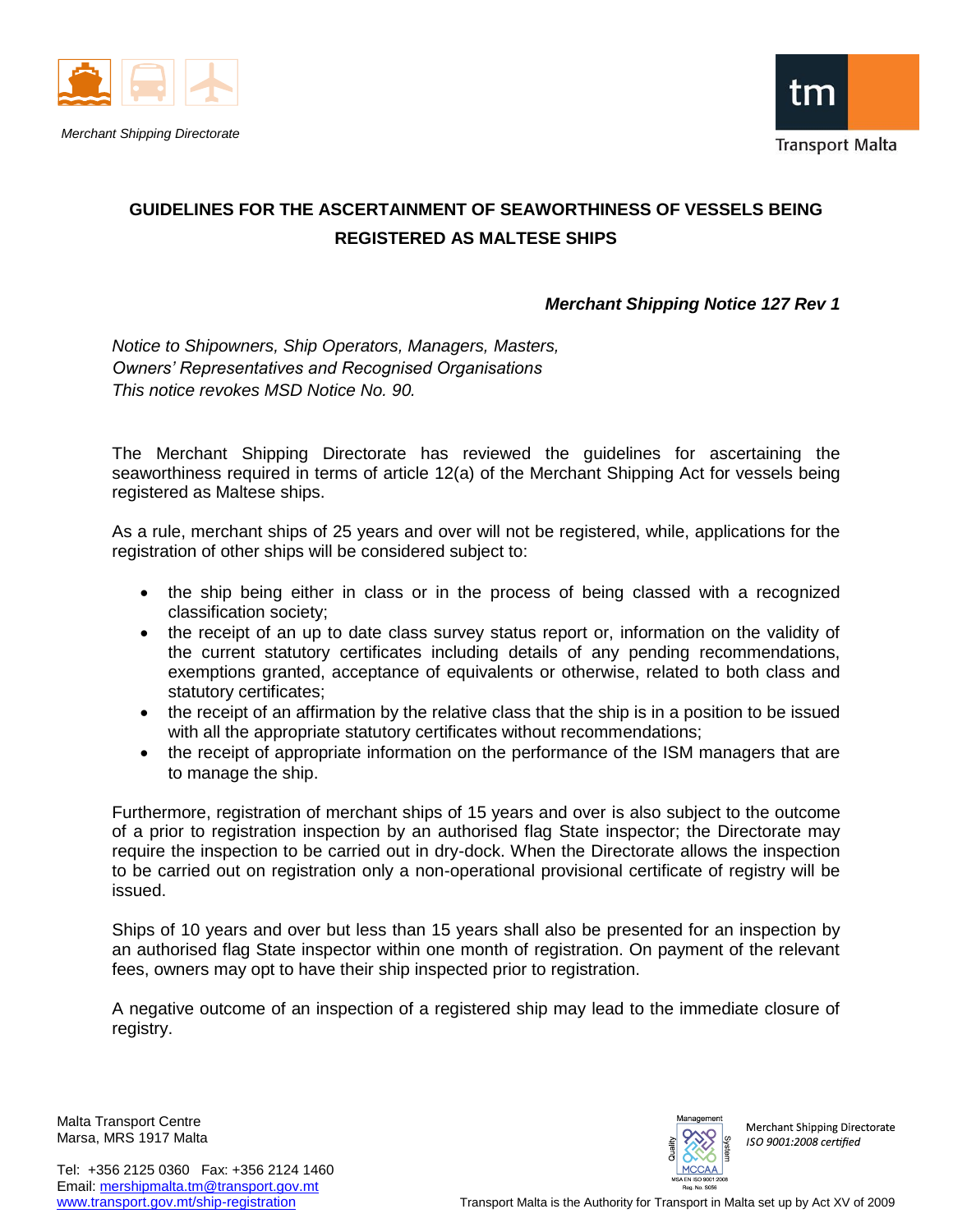Merchant Shipping Directorate

Transport Malta

# GUIDELINES FOR THE ASCERTAINMENT OF SEAWORTHINESS OF VESSELS BEING REGISTERED AS MALTESE SHIPS

***Merchant Shipping Notice 127 Rev 1***

*Notice to Shipowners, Ship Operators, Managers, Masters, Owners' Representatives and Recognised Organisations*
*This notice revokes MSD Notice No. 90.*

The Merchant Shipping Directorate has reviewed the guidelines for ascertaining the seaworthiness required in terms of article 12(a) of the Merchant Shipping Act for vessels being registered as Maltese ships.

As a rule, merchant ships of 25 years and over will not be registered, while, applications for the registration of other ships will be considered subject to:

- the ship being either in class or in the process of being classed with a recognized classification society;
- the receipt of an up to date class survey status report or, information on the validity of the current statutory certificates including details of any pending recommendations, exemptions granted, acceptance of equivalents or otherwise, related to both class and statutory certificates;
- the receipt of an affirmation by the relative class that the ship is in a position to be issued with all the appropriate statutory certificates without recommendations;
- the receipt of appropriate information on the performance of the ISM managers that are to manage the ship.

Furthermore, registration of merchant ships of 15 years and over is also subject to the outcome of a prior to registration inspection by an authorised flag State inspector; the Directorate may require the inspection to be carried out in dry-dock. When the Directorate allows the inspection to be carried out on registration only a non-operational provisional certificate of registry will be issued.

Ships of 10 years and over but less than 15 years shall also be presented for an inspection by an authorised flag State inspector within one month of registration. On payment of the relevant fees, owners may opt to have their ship inspected prior to registration.

A negative outcome of an inspection of a registered ship may lead to the immediate closure of registry.

Malta Transport Centre
Marsa, MRS 1917 Malta

Tel: +356 2125 0360 Fax: +356 2124 1460
Email: mershipmalta.tm@transport.gov.mt
www.transport.gov.mt/ship-registration

Merchant Shipping Directorate
*ISO 9001:2008 certified*

Transport Malta is the Authority for Transport in Malta set up by Act XV of 2009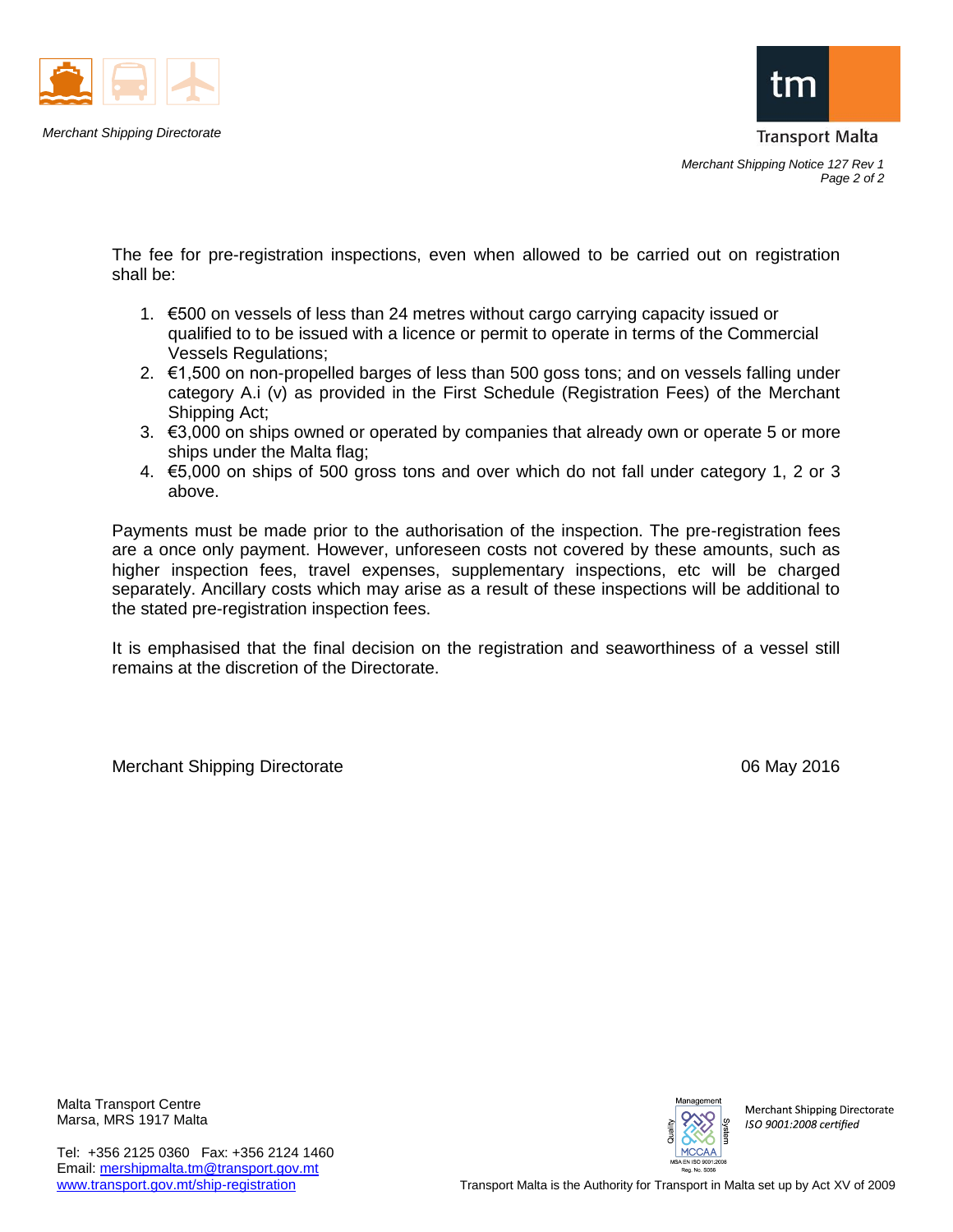The fee for pre-registration inspections, even when allowed to be carried out on registration shall be:

1. €500 on vessels of less than 24 metres without cargo carrying capacity issued or qualified to to be issued with a licence or permit to operate in terms of the Commercial Vessels Regulations;
2. €1,500 on non-propelled barges of less than 500 goss tons; and on vessels falling under category A.i (v) as provided in the First Schedule (Registration Fees) of the Merchant Shipping Act;
3. €3,000 on ships owned or operated by companies that already own or operate 5 or more ships under the Malta flag;
4. €5,000 on ships of 500 gross tons and over which do not fall under category 1, 2 or 3 above.

Payments must be made prior to the authorisation of the inspection. The pre-registration fees are a once only payment. However, unforeseen costs not covered by these amounts, such as higher inspection fees, travel expenses, supplementary inspections, etc will be charged separately. Ancillary costs which may arise as a result of these inspections will be additional to the stated pre-registration inspection fees.

It is emphasised that the final decision on the registration and seaworthiness of a vessel still remains at the discretion of the Directorate.

Merchant Shipping Directorate

06 May 2016